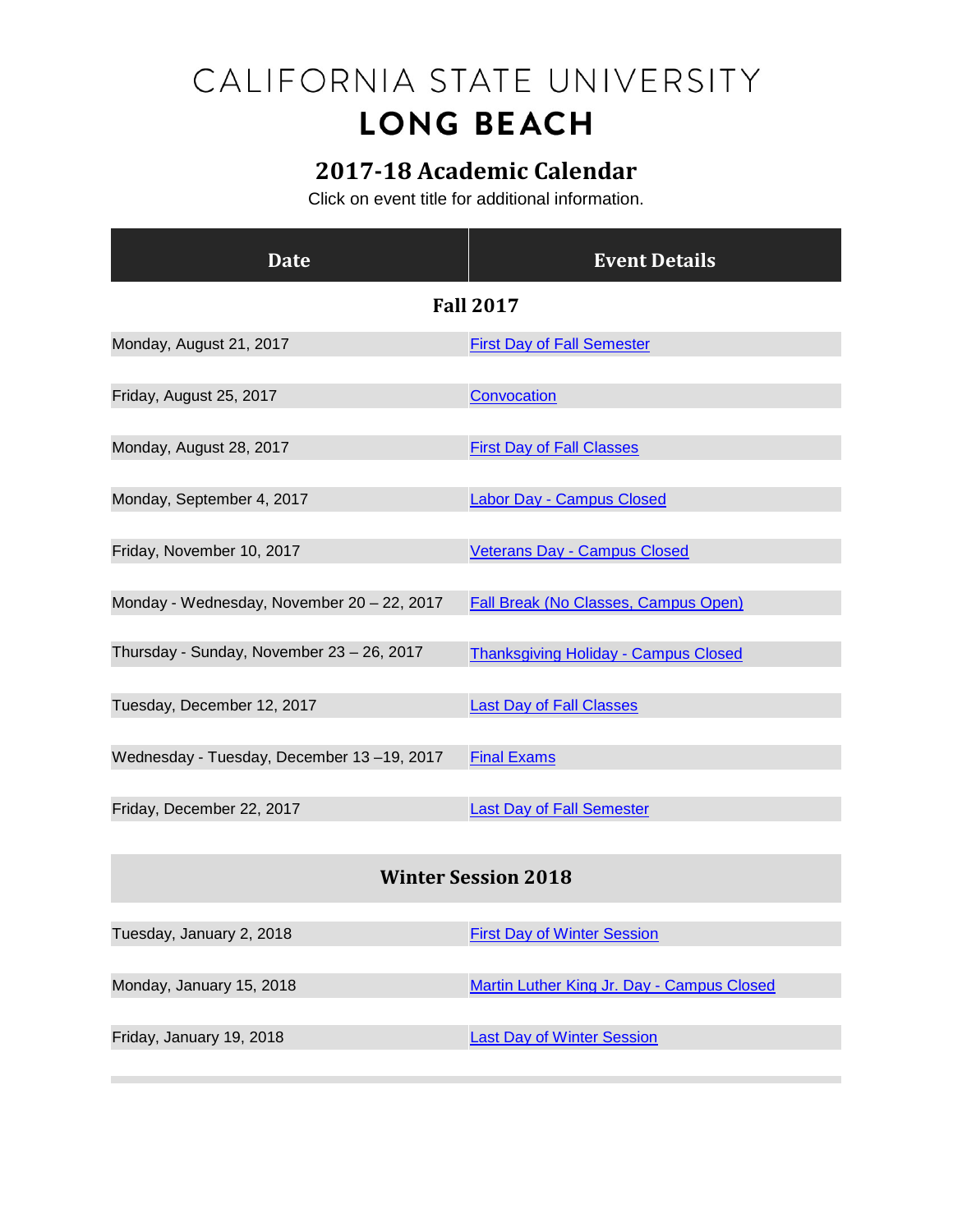# CALIFORNIA STATE UNIVERSITY
# LONG BEACH

## 2017-18 Academic Calendar

Click on event title for additional information.

| Date | Event Details |
|---|---|
| **Fall 2017** | |
| Monday, August 21, 2017 | First Day of Fall Semester |
| Friday, August 25, 2017 | Convocation |
| Monday, August 28, 2017 | First Day of Fall Classes |
| Monday, September 4, 2017 | Labor Day - Campus Closed |
| Friday, November 10, 2017 | Veterans Day - Campus Closed |
| Monday - Wednesday, November 20 – 22, 2017 | Fall Break (No Classes, Campus Open) |
| Thursday - Sunday, November 23 – 26, 2017 | Thanksgiving Holiday - Campus Closed |
| Tuesday, December 12, 2017 | Last Day of Fall Classes |
| Wednesday - Tuesday, December 13 –19, 2017 | Final Exams |
| Friday, December 22, 2017 | Last Day of Fall Semester |
| **Winter Session 2018** | |
| Tuesday, January 2, 2018 | First Day of Winter Session |
| Monday, January 15, 2018 | Martin Luther King Jr. Day - Campus Closed |
| Friday, January 19, 2018 | Last Day of Winter Session |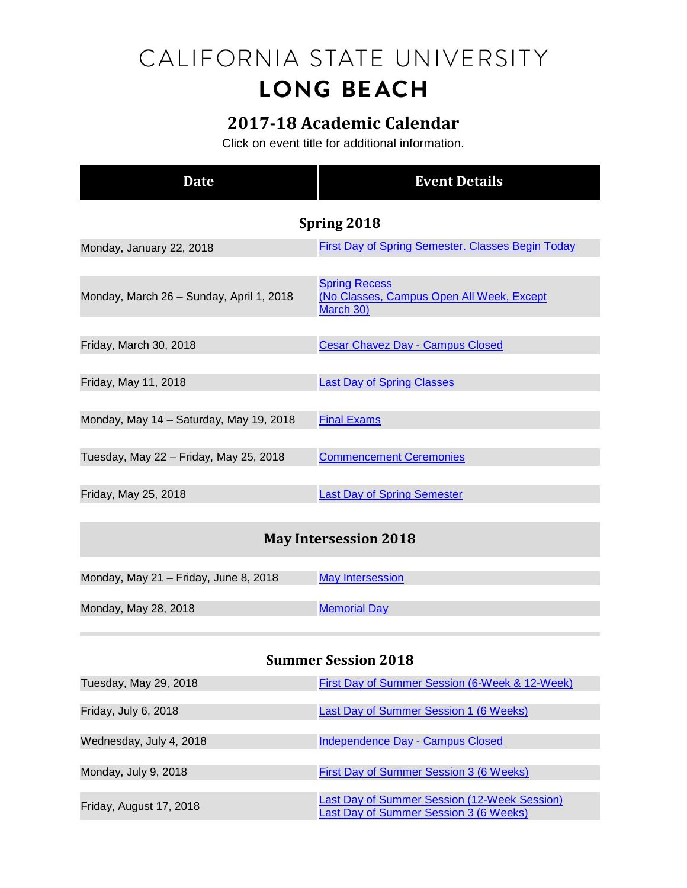# CALIFORNIA STATE UNIVERSITY
# LONG BEACH

## 2017-18 Academic Calendar

Click on event title for additional information.

| Date | Event Details |
| --- | --- |
| **Spring 2018** | |
| Monday, January 22, 2018 | First Day of Spring Semester. Classes Begin Today |
| Monday, March 26 – Sunday, April 1, 2018 | Spring Recess (No Classes, Campus Open All Week, Except March 30) |
| Friday, March 30, 2018 | Cesar Chavez Day - Campus Closed |
| Friday, May 11, 2018 | Last Day of Spring Classes |
| Monday, May 14 – Saturday, May 19, 2018 | Final Exams |
| Tuesday, May 22 – Friday, May 25, 2018 | Commencement Ceremonies |
| Friday, May 25, 2018 | Last Day of Spring Semester |
| **May Intersession 2018** | |
| Monday, May 21 – Friday, June 8, 2018 | May Intersession |
| Monday, May 28, 2018 | Memorial Day |
| **Summer Session 2018** | |
| Tuesday, May 29, 2018 | First Day of Summer Session (6-Week & 12-Week) |
| Friday, July 6, 2018 | Last Day of Summer Session 1 (6 Weeks) |
| Wednesday, July 4, 2018 | Independence Day - Campus Closed |
| Monday, July 9, 2018 | First Day of Summer Session 3 (6 Weeks) |
| Friday, August 17, 2018 | Last Day of Summer Session (12-Week Session)<br>Last Day of Summer Session 3 (6 Weeks) |